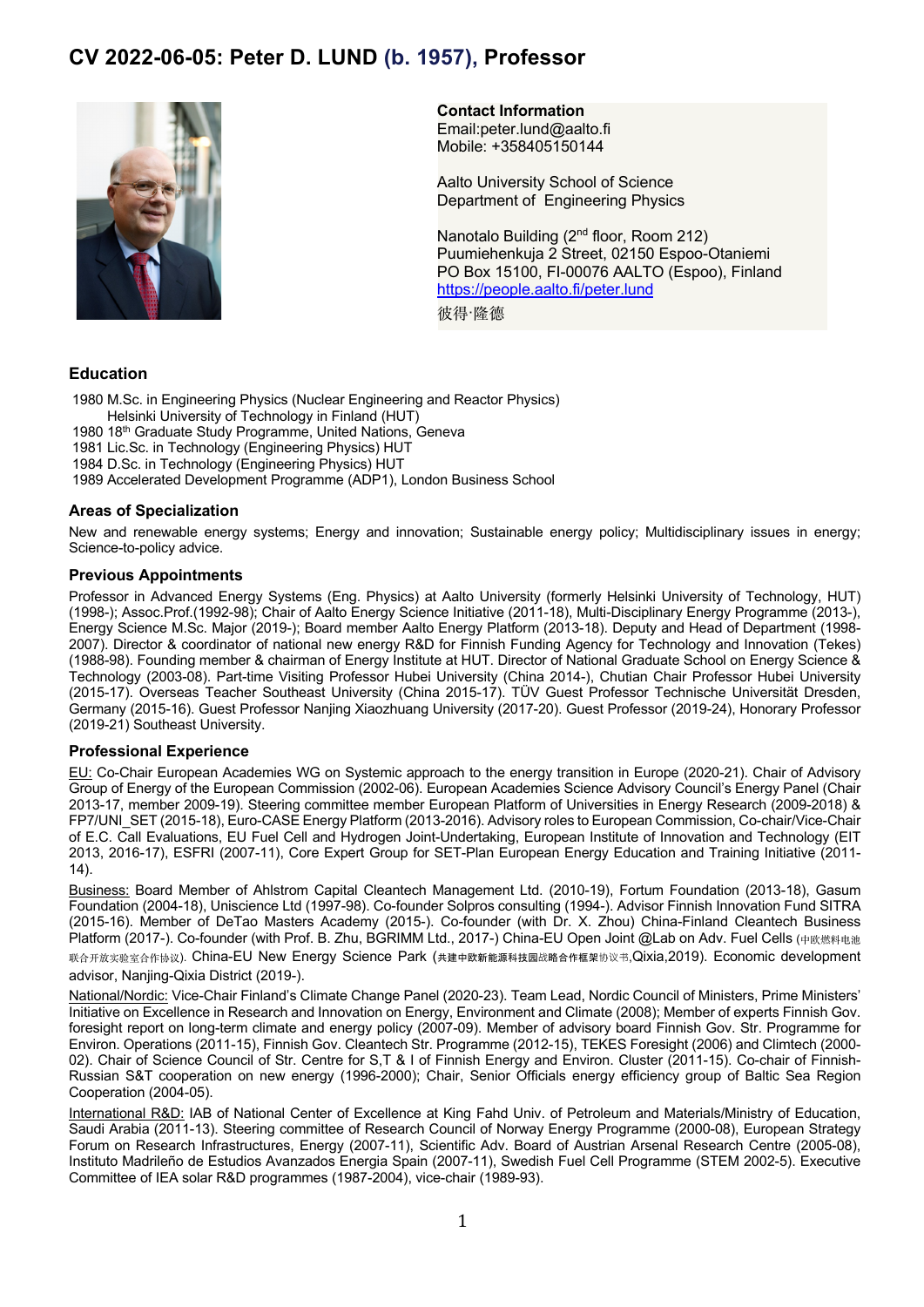# CV 2022-06-05: Peter D. LUND (b. 1957), Professor

**Contact Information**
Email:peter.lund@aalto.fi
Mobile: +358405150144

Aalto University School of Science
Department of Engineering Physics

Nanotalo Building (2nd floor, Room 212)
Puumiehenkuja 2 Street, 02150 Espoo-Otaniemi
PO Box 15100, FI-00076 AALTO (Espoo), Finland
https://people.aalto.fi/peter.lund
彼得·隆德

## Education

1980 M.Sc. in Engineering Physics (Nuclear Engineering and Reactor Physics)
Helsinki University of Technology in Finland (HUT)
1980 18th Graduate Study Programme, United Nations, Geneva
1981 Lic.Sc. in Technology (Engineering Physics) HUT
1984 D.Sc. in Technology (Engineering Physics) HUT
1989 Accelerated Development Programme (ADP1), London Business School

### Areas of Specialization

New and renewable energy systems; Energy and innovation; Sustainable energy policy; Multidisciplinary issues in energy; Science-to-policy advice.

### Previous Appointments

Professor in Advanced Energy Systems (Eng. Physics) at Aalto University (formerly Helsinki University of Technology, HUT) (1998-); Assoc.Prof.(1992-98); Chair of Aalto Energy Science Initiative (2011-18), Multi-Disciplinary Energy Programme (2013-), Energy Science M.Sc. Major (2019-); Board member Aalto Energy Platform (2013-18). Deputy and Head of Department (1998-2007). Director & coordinator of national new energy R&D for Finnish Funding Agency for Technology and Innovation (Tekes) (1988-98). Founding member & chairman of Energy Institute at HUT. Director of National Graduate School on Energy Science & Technology (2003-08). Part-time Visiting Professor Hubei University (China 2014-), Chutian Chair Professor Hubei University (2015-17). Overseas Teacher Southeast University (China 2015-17). TÜV Guest Professor Technische Universität Dresden, Germany (2015-16). Guest Professor Nanjing Xiaozhuang University (2017-20). Guest Professor (2019-24), Honorary Professor (2019-21) Southeast University.

### Professional Experience

EU: Co-Chair European Academies WG on Systemic approach to the energy transition in Europe (2020-21). Chair of Advisory Group of Energy of the European Commission (2002-06). European Academies Science Advisory Council's Energy Panel (Chair 2013-17, member 2009-19). Steering committee member European Platform of Universities in Energy Research (2009-2018) & FP7/UNI_SET (2015-18), Euro-CASE Energy Platform (2013-2016). Advisory roles to European Commission, Co-chair/Vice-Chair of E.C. Call Evaluations, EU Fuel Cell and Hydrogen Joint-Undertaking, European Institute of Innovation and Technology (EIT 2013, 2016-17), ESFRI (2007-11), Core Expert Group for SET-Plan European Energy Education and Training Initiative (2011-14).

Business: Board Member of Ahlstrom Capital Cleantech Management Ltd. (2010-19), Fortum Foundation (2013-18), Gasum Foundation (2004-18), Uniscience Ltd (1997-98). Co-founder Solpros consulting (1994-). Advisor Finnish Innovation Fund SITRA (2015-16). Member of DeTao Masters Academy (2015-). Co-founder (with Dr. X. Zhou) China-Finland Cleantech Business Platform (2017-). Co-founder (with Prof. B. Zhu, BGRIMM Ltd., 2017-) China-EU Open Joint @Lab on Adv. Fuel Cells (中欧燃料电池联合开放实验室合作协议). China-EU New Energy Science Park (共建中欧新能源科技园战略合作框架协议书,Qixia,2019). Economic development advisor, Nanjing-Qixia District (2019-).

National/Nordic: Vice-Chair Finland's Climate Change Panel (2020-23). Team Lead, Nordic Council of Ministers, Prime Ministers' Initiative on Excellence in Research and Innovation on Energy, Environment and Climate (2008); Member of experts Finnish Gov. foresight report on long-term climate and energy policy (2007-09). Member of advisory board Finnish Gov. Str. Programme for Environ. Operations (2011-15), Finnish Gov. Cleantech Str. Programme (2012-15), TEKES Foresight (2006) and Climtech (2000-02). Chair of Science Council of Str. Centre for S,T & I of Finnish Energy and Environ. Cluster (2011-15). Co-chair of Finnish-Russian S&T cooperation on new energy (1996-2000); Chair, Senior Officials energy efficiency group of Baltic Sea Region Cooperation (2004-05).

International R&D: IAB of National Center of Excellence at King Fahd Univ. of Petroleum and Materials/Ministry of Education, Saudi Arabia (2011-13). Steering committee of Research Council of Norway Energy Programme (2000-08), European Strategy Forum on Research Infrastructures, Energy (2007-11), Scientific Adv. Board of Austrian Arsenal Research Centre (2005-08), Instituto Madrileño de Estudios Avanzados Energia Spain (2007-11), Swedish Fuel Cell Programme (STEM 2002-5). Executive Committee of IEA solar R&D programmes (1987-2004), vice-chair (1989-93).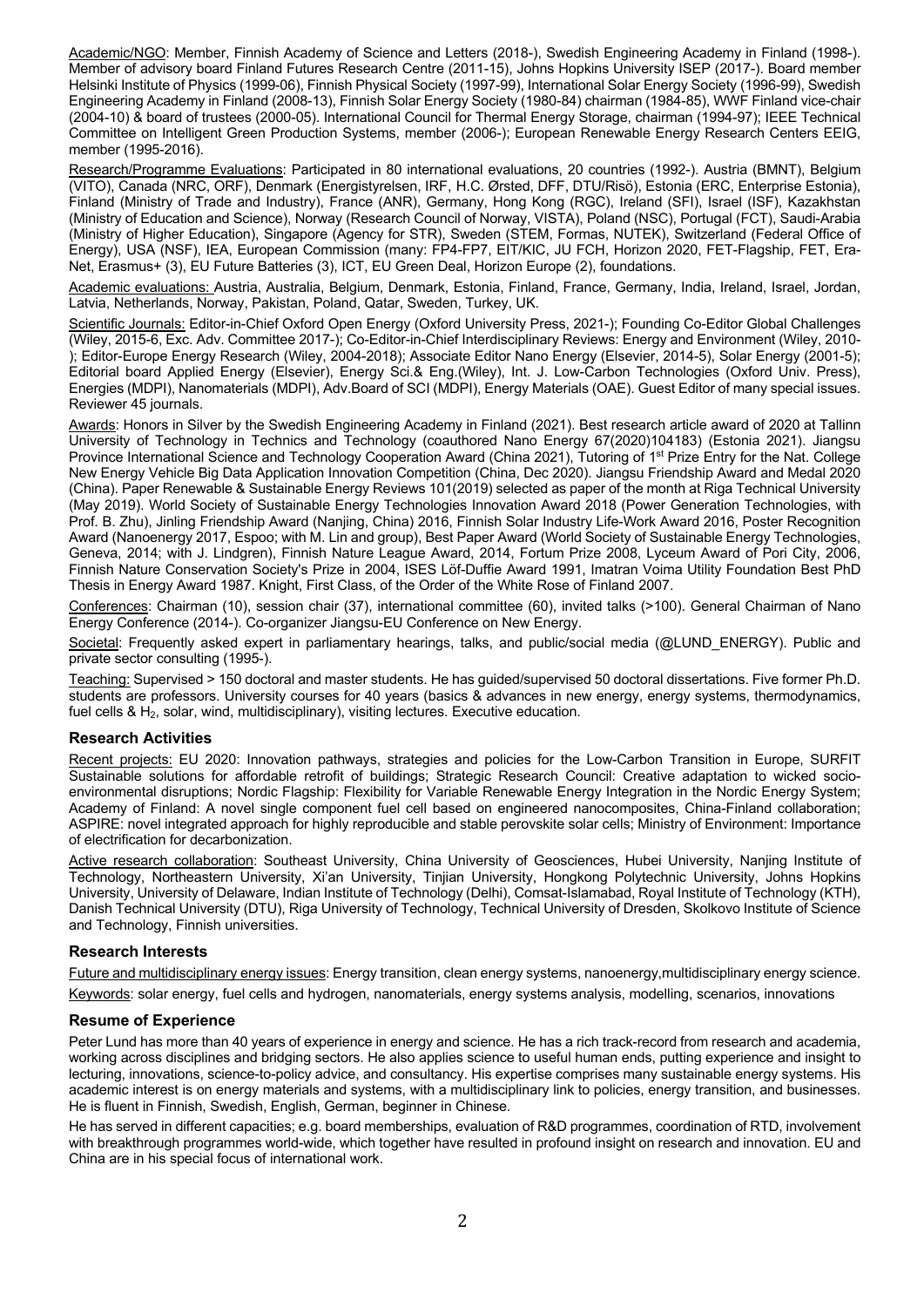Academic/NGO: Member, Finnish Academy of Science and Letters (2018-), Swedish Engineering Academy in Finland (1998-). Member of advisory board Finland Futures Research Centre (2011-15), Johns Hopkins University ISEP (2017-). Board member Helsinki Institute of Physics (1999-06), Finnish Physical Society (1997-99), International Solar Energy Society (1996-99), Swedish Engineering Academy in Finland (2008-13), Finnish Solar Energy Society (1980-84) chairman (1984-85), WWF Finland vice-chair (2004-10) & board of trustees (2000-05). International Council for Thermal Energy Storage, chairman (1994-97); IEEE Technical Committee on Intelligent Green Production Systems, member (2006-); European Renewable Energy Research Centers EEIG, member (1995-2016).

Research/Programme Evaluations: Participated in 80 international evaluations, 20 countries (1992-). Austria (BMNT), Belgium (VITO), Canada (NRC, ORF), Denmark (Energistyrelsen, IRF, H.C. Ørsted, DFF, DTU/Risö), Estonia (ERC, Enterprise Estonia), Finland (Ministry of Trade and Industry), France (ANR), Germany, Hong Kong (RGC), Ireland (SFI), Israel (ISF), Kazakhstan (Ministry of Education and Science), Norway (Research Council of Norway, VISTA), Poland (NSC), Portugal (FCT), Saudi-Arabia (Ministry of Higher Education), Singapore (Agency for STR), Sweden (STEM, Formas, NUTEK), Switzerland (Federal Office of Energy), USA (NSF), IEA, European Commission (many: FP4-FP7, EIT/KIC, JU FCH, Horizon 2020, FET-Flagship, FET, Era-Net, Erasmus+ (3), EU Future Batteries (3), ICT, EU Green Deal, Horizon Europe (2), foundations.

Academic evaluations: Austria, Australia, Belgium, Denmark, Estonia, Finland, France, Germany, India, Ireland, Israel, Jordan, Latvia, Netherlands, Norway, Pakistan, Poland, Qatar, Sweden, Turkey, UK.

Scientific Journals: Editor-in-Chief Oxford Open Energy (Oxford University Press, 2021-); Founding Co-Editor Global Challenges (Wiley, 2015-6, Exc. Adv. Committee 2017-); Co-Editor-in-Chief Interdisciplinary Reviews: Energy and Environment (Wiley, 2010-); Editor-Europe Energy Research (Wiley, 2004-2018); Associate Editor Nano Energy (Elsevier, 2014-5), Solar Energy (2001-5); Editorial board Applied Energy (Elsevier), Energy Sci.& Eng.(Wiley), Int. J. Low-Carbon Technologies (Oxford Univ. Press), Energies (MDPI), Nanomaterials (MDPI), Adv.Board of SCI (MDPI), Energy Materials (OAE). Guest Editor of many special issues. Reviewer 45 journals.

Awards: Honors in Silver by the Swedish Engineering Academy in Finland (2021). Best research article award of 2020 at Tallinn University of Technology in Technics and Technology (coauthored Nano Energy 67(2020)104183) (Estonia 2021). Jiangsu Province International Science and Technology Cooperation Award (China 2021), Tutoring of 1st Prize Entry for the Nat. College New Energy Vehicle Big Data Application Innovation Competition (China, Dec 2020). Jiangsu Friendship Award and Medal 2020 (China). Paper Renewable & Sustainable Energy Reviews 101(2019) selected as paper of the month at Riga Technical University (May 2019). World Society of Sustainable Energy Technologies Innovation Award 2018 (Power Generation Technologies, with Prof. B. Zhu), Jinling Friendship Award (Nanjing, China) 2016, Finnish Solar Industry Life-Work Award 2016, Poster Recognition Award (Nanoenergy 2017, Espoo; with M. Lin and group), Best Paper Award (World Society of Sustainable Energy Technologies, Geneva, 2014; with J. Lindgren), Finnish Nature League Award, 2014, Fortum Prize 2008, Lyceum Award of Pori City, 2006, Finnish Nature Conservation Society's Prize in 2004, ISES Löf-Duffie Award 1991, Imatran Voima Utility Foundation Best PhD Thesis in Energy Award 1987. Knight, First Class, of the Order of the White Rose of Finland 2007.

Conferences: Chairman (10), session chair (37), international committee (60), invited talks (>100). General Chairman of Nano Energy Conference (2014-). Co-organizer Jiangsu-EU Conference on New Energy.

Societal: Frequently asked expert in parliamentary hearings, talks, and public/social media (@LUND_ENERGY). Public and private sector consulting (1995-).

Teaching: Supervised > 150 doctoral and master students. He has guided/supervised 50 doctoral dissertations. Five former Ph.D. students are professors. University courses for 40 years (basics & advances in new energy, energy systems, thermodynamics, fuel cells & $H_2$, solar, wind, multidisciplinary), visiting lectures. Executive education.

## Research Activities

Recent projects: EU 2020: Innovation pathways, strategies and policies for the Low-Carbon Transition in Europe, SURFIT Sustainable solutions for affordable retrofit of buildings; Strategic Research Council: Creative adaptation to wicked socio-environmental disruptions; Nordic Flagship: Flexibility for Variable Renewable Energy Integration in the Nordic Energy System; Academy of Finland: A novel single component fuel cell based on engineered nanocomposites, China-Finland collaboration; ASPIRE: novel integrated approach for highly reproducible and stable perovskite solar cells; Ministry of Environment: Importance of electrification for decarbonization.

Active research collaboration: Southeast University, China University of Geosciences, Hubei University, Nanjing Institute of Technology, Northeastern University, Xi'an University, Tinjian University, Hongkong Polytechnic University, Johns Hopkins University, University of Delaware, Indian Institute of Technology (Delhi), Comsat-Islamabad, Royal Institute of Technology (KTH), Danish Technical University (DTU), Riga University of Technology, Technical University of Dresden, Skolkovo Institute of Science and Technology, Finnish universities.

## Research Interests

Future and multidisciplinary energy issues: Energy transition, clean energy systems, nanoenergy,multidisciplinary energy science.

Keywords: solar energy, fuel cells and hydrogen, nanomaterials, energy systems analysis, modelling, scenarios, innovations

## Resume of Experience

Peter Lund has more than 40 years of experience in energy and science. He has a rich track-record from research and academia, working across disciplines and bridging sectors. He also applies science to useful human ends, putting experience and insight to lecturing, innovations, science-to-policy advice, and consultancy. His expertise comprises many sustainable energy systems. His academic interest is on energy materials and systems, with a multidisciplinary link to policies, energy transition, and businesses. He is fluent in Finnish, Swedish, English, German, beginner in Chinese.

He has served in different capacities; e.g. board memberships, evaluation of R&D programmes, coordination of RTD, involvement with breakthrough programmes world-wide, which together have resulted in profound insight on research and innovation. EU and China are in his special focus of international work.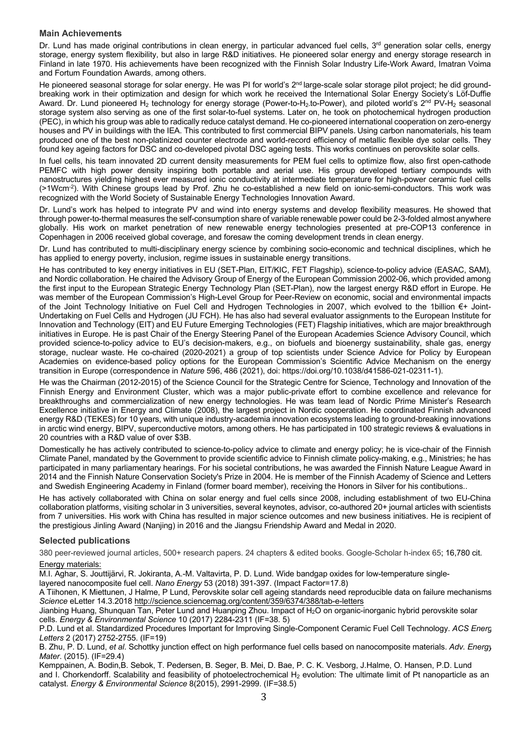### Main Achievements

Dr. Lund has made original contributions in clean energy, in particular advanced fuel cells, 3rd generation solar cells, energy storage, energy system flexibility, but also in large R&D initiatives. He pioneered solar energy and energy storage research in Finland in late 1970. His achievements have been recognized with the Finnish Solar Industry Life-Work Award, Imatran Voima and Fortum Foundation Awards, among others.

He pioneered seasonal storage for solar energy. He was PI for world's 2nd large-scale solar storage pilot project; he did ground-breaking work in their optimization and design for which work he received the International Solar Energy Society's Löf-Duffie Award. Dr. Lund pioneered $H_2$ technology for energy storage (Power-to-$H_2$-to-Power), and piloted world's 2nd PV-$H_2$ seasonal storage system also serving as one of the first solar-to-fuel systems. Later on, he took on photochemical hydrogen production (PEC), in which his group was able to radically reduce catalyst demand. He co-pioneered international cooperation on zero-energy houses and PV in buildings with the IEA. This contributed to first commercial BIPV panels. Using carbon nanomaterials, his team produced one of the best non-platinized counter electrode and world-record efficiency of metallic flexible dye solar cells. They found key ageing factors for DSC and co-developed pivotal DSC ageing tests. This works continues on perovskite solar cells.

In fuel cells, his team innovated 2D current density measurements for PEM fuel cells to optimize flow, also first open-cathode PEMFC with high power density inspiring both portable and aerial use. His group developed tertiary compounds with nanostructures yielding highest ever measured ionic conductivity at intermediate temperature for high-power ceramic fuel cells (>1Wcm$^{-2}$). With Chinese groups lead by Prof. Zhu he co-established a new field on ionic-semi-conductors. This work was recognized with the World Society of Sustainable Energy Technologies Innovation Award.

Dr. Lund's work has helped to integrate PV and wind into energy systems and develop flexibility measures. He showed that through power-to-thermal measures the self-consumption share of variable renewable power could be 2-3-folded almost anywhere globally. His work on market penetration of new renewable energy technologies presented at pre-COP13 conference in Copenhagen in 2006 received global coverage, and foresaw the coming development trends in clean energy.

Dr. Lund has contributed to multi-disciplinary energy science by combining socio-economic and technical disciplines, which he has applied to energy poverty, inclusion, regime issues in sustainable energy transitions.

He has contributed to key energy initiatives in EU (SET-Plan, EIT/KIC, FET Flagship), science-to-policy advice (EASAC, SAM), and Nordic collaboration. He chaired the Advisory Group of Energy of the European Commission 2002-06, which provided among the first input to the European Strategic Energy Technology Plan (SET-Plan), now the largest energy R&D effort in Europe. He was member of the European Commission's High-Level Group for Peer-Review on economic, social and environmental impacts of the Joint Technology Initiative on Fuel Cell and Hydrogen Technologies in 2007, which evolved to the 1billion €+ Joint-Undertaking on Fuel Cells and Hydrogen (JU FCH). He has also had several evaluator assignments to the European Institute for Innovation and Technology (EIT) and EU Future Emerging Technologies (FET) Flagship initiatives, which are major breakthrough initiatives in Europe. He is past Chair of the Energy Steering Panel of the European Academies Science Advisory Council, which provided science-to-policy advice to EU's decision-makers, e.g., on biofuels and bioenergy sustainability, shale gas, energy storage, nuclear waste. He co-chaired (2020-2021) a group of top scientists under Science Advice for Policy by European Academies on evidence-based policy options for the European Commission's Scientific Advice Mechanism on the energy transition in Europe (correspondence in *Nature* 596, 486 (2021), doi: https://doi.org/10.1038/d41586-021-02311-1).

He was the Chairman (2012-2015) of the Science Council for the Strategic Centre for Science, Technology and Innovation of the Finnish Energy and Environment Cluster, which was a major public-private effort to combine excellence and relevance for breakthroughs and commercialization of new energy technologies. He was team lead of Nordic Prime Minister's Research Excellence initiative in Energy and Climate (2008), the largest project in Nordic cooperation. He coordinated Finnish advanced energy R&D (TEKES) for 10 years, with unique industry-academia innovation ecosystems leading to ground-breaking innovations in arctic wind energy, BIPV, superconductive motors, among others. He has participated in 100 strategic reviews & evaluations in 20 countries with a R&D value of over $3B.

Domestically he has actively contributed to science-to-policy advice to climate and energy policy; he is vice-chair of the Finnish Climate Panel, mandated by the Government to provide scientific advice to Finnish climate policy-making, e.g., Ministries; he has participated in many parliamentary hearings. For his societal contributions, he was awarded the Finnish Nature League Award in 2014 and the Finnish Nature Conservation Society's Prize in 2004. He is member of the Finnish Academy of Science and Letters and Swedish Engineering Academy in Finland (former board member), receiving the Honors in Silver for his contibutions..

He has actively collaborated with China on solar energy and fuel cells since 2008, including establishment of two EU-China collaboration platforms, visiting scholar in 3 universities, several keynotes, advisor, co-authored 20+ journal articles with scientists from 7 universities. His work with China has resulted in major science outcomes and new business initiatives. He is recipient of the prestigious Jinling Award (Nanjing) in 2016 and the Jiangsu Friendship Award and Medal in 2020.

### Selected publications

380 peer-reviewed journal articles, 500+ research papers. 24 chapters & edited books. Google-Scholar h-index 65; 16,780 cit.

Energy materials:

M.I. Aghar, S. Jouttijärvi, R. Jokiranta, A.-M. Valtavirta, P. D. Lund. Wide bandgap oxides for low-temperature single-layered nanocomposite fuel cell. *Nano Energy* 53 (2018) 391-397. (Impact Factor=17.8)

A Tiihonen, K Miettunen, J Halme, P Lund, Perovskite solar cell ageing standards need reproducible data on failure mechanisms *Science* eLetter 14.3.2018 http://science.sciencemag.org/content/359/6374/388/tab-e-letters

Jianbing Huang, Shunquan Tan, Peter Lund and Huanping Zhou. Impact of $H_2O$ on organic-inorganic hybrid perovskite solar cells. *Energy & Environmental Science* 10 (2017) 2284-2311 (IF=38. 5)

P.D. Lund et al. Standardized Procedures Important for Improving Single-Component Ceramic Fuel Cell Technology. *ACS Energy Letters* 2 (2017) 2752-2755. (IF=19)

B. Zhu, P. D. Lund, *et al*. Schottky junction effect on high performance fuel cells based on nanocomposite materials. *Adv. Energy Mater*. (2015). (IF=29.4)

Kemppainen, A. Bodin,B. Sebok, T. Pedersen, B. Seger, B. Mei, D. Bae, P. C. K. Vesborg, J.Halme, O. Hansen, P.D. Lund and I. Chorkendorff. Scalability and feasibility of photoelectrochemical $H_2$ evolution: The ultimate limit of Pt nanoparticle as an catalyst. *Energy & Environmental Science* 8(2015), 2991-2999. (IF=38.5)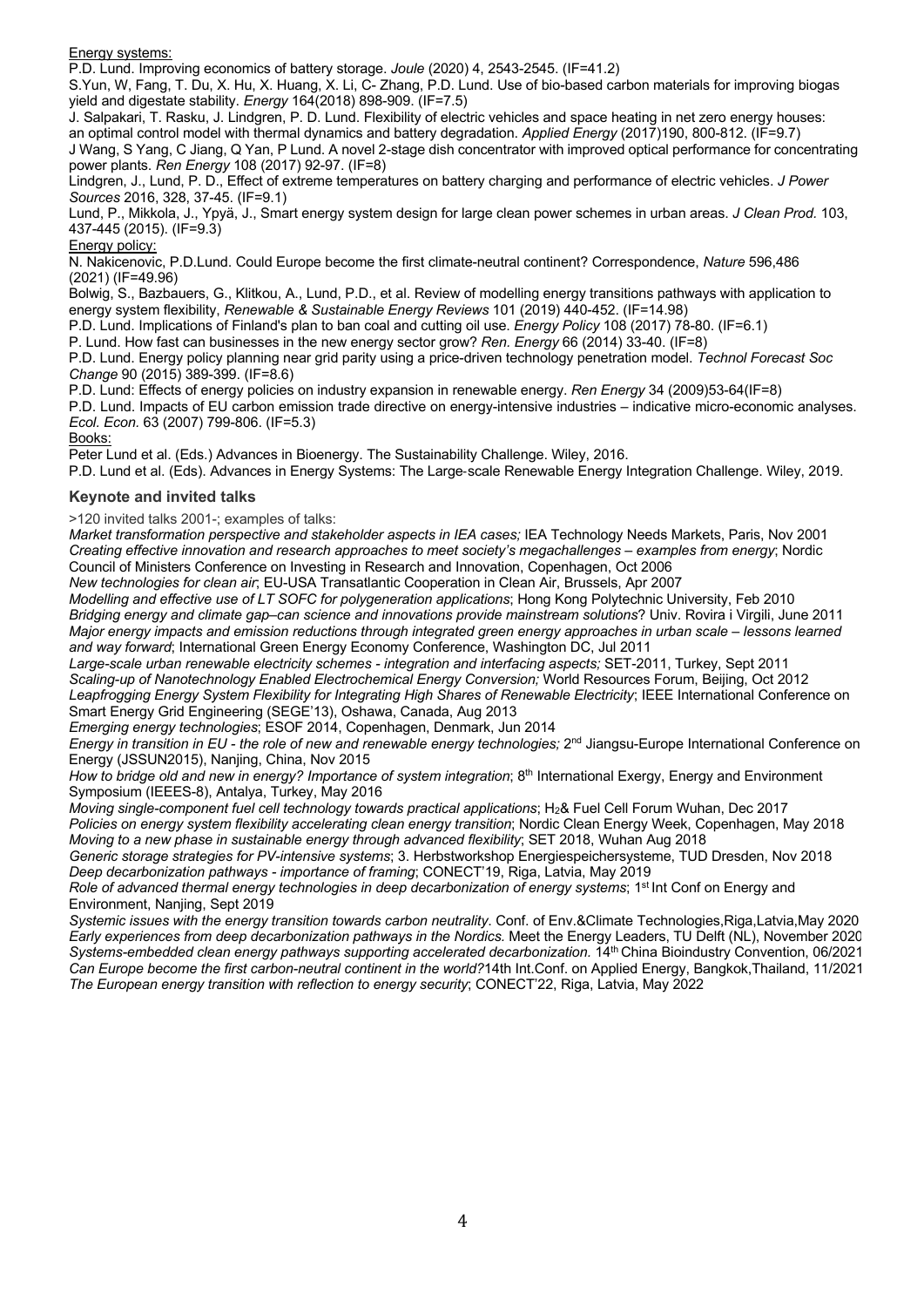Energy systems:

P.D. Lund. Improving economics of battery storage. *Joule* (2020) 4, 2543-2545. (IF=41.2)

S.Yun, W, Fang, T. Du, X. Hu, X. Huang, X. Li, C- Zhang, P.D. Lund. Use of bio-based carbon materials for improving biogas yield and digestate stability. *Energy* 164(2018) 898-909. (IF=7.5)

J. Salpakari, T. Rasku, J. Lindgren, P. D. Lund. Flexibility of electric vehicles and space heating in net zero energy houses: an optimal control model with thermal dynamics and battery degradation. *Applied Energy* (2017)190, 800-812. (IF=9.7)

J Wang, S Yang, C Jiang, Q Yan, P Lund. A novel 2-stage dish concentrator with improved optical performance for concentrating power plants. *Ren Energy* 108 (2017) 92-97. (IF=8)

Lindgren, J., Lund, P. D., Effect of extreme temperatures on battery charging and performance of electric vehicles. *J Power Sources* 2016, 328, 37-45. (IF=9.1)

Lund, P., Mikkola, J., Ypyä, J., Smart energy system design for large clean power schemes in urban areas. *J Clean Prod.* 103, 437-445 (2015). (IF=9.3)

Energy policy:

N. Nakicenovic, P.D.Lund. Could Europe become the first climate-neutral continent? Correspondence, *Nature* 596,486 (2021) (IF=49.96)

Bolwig, S., Bazbauers, G., Klitkou, A., Lund, P.D., et al. Review of modelling energy transitions pathways with application to energy system flexibility, *Renewable & Sustainable Energy Reviews* 101 (2019) 440-452. (IF=14.98)

P.D. Lund. Implications of Finland's plan to ban coal and cutting oil use. *Energy Policy* 108 (2017) 78-80. (IF=6.1)

P. Lund. How fast can businesses in the new energy sector grow? *Ren. Energy* 66 (2014) 33-40. (IF=8)

P.D. Lund. Energy policy planning near grid parity using a price-driven technology penetration model. *Technol Forecast Soc Change* 90 (2015) 389-399. (IF=8.6)

P.D. Lund: Effects of energy policies on industry expansion in renewable energy. *Ren Energy* 34 (2009)53-64(IF=8)

P.D. Lund. Impacts of EU carbon emission trade directive on energy-intensive industries – indicative micro-economic analyses. *Ecol. Econ.* 63 (2007) 799-806. (IF=5.3)

Books:

Peter Lund et al. (Eds.) Advances in Bioenergy. The Sustainability Challenge. Wiley, 2016.

P.D. Lund et al. (Eds). Advances in Energy Systems: The Large-scale Renewable Energy Integration Challenge. Wiley, 2019.

### Keynote and invited talks

>120 invited talks 2001-; examples of talks:

*Market transformation perspective and stakeholder aspects in IEA cases;* IEA Technology Needs Markets, Paris, Nov 2001

*Creating effective innovation and research approaches to meet society's megachallenges – examples from energy*; Nordic Council of Ministers Conference on Investing in Research and Innovation, Copenhagen, Oct 2006

*New technologies for clean air*; EU-USA Transatlantic Cooperation in Clean Air, Brussels, Apr 2007

*Modelling and effective use of LT SOFC for polygeneration applications*; Hong Kong Polytechnic University, Feb 2010

*Bridging energy and climate gap–can science and innovations provide mainstream solutions*? Univ. Rovira i Virgili, June 2011

*Major energy impacts and emission reductions through integrated green energy approaches in urban scale – lessons learned and way forward*; International Green Energy Economy Conference, Washington DC, Jul 2011

*Large-scale urban renewable electricity schemes - integration and interfacing aspects;* SET-2011, Turkey, Sept 2011

*Scaling-up of Nanotechnology Enabled Electrochemical Energy Conversion;* World Resources Forum, Beijing, Oct 2012

*Leapfrogging Energy System Flexibility for Integrating High Shares of Renewable Electricity*; IEEE International Conference on Smart Energy Grid Engineering (SEGE'13), Oshawa, Canada, Aug 2013

*Emerging energy technologies*; ESOF 2014, Copenhagen, Denmark, Jun 2014

*Energy in transition in EU - the role of new and renewable energy technologies;* 2nd Jiangsu-Europe International Conference on Energy (JSSUN2015), Nanjing, China, Nov 2015

*How to bridge old and new in energy? Importance of system integration*; 8th International Exergy, Energy and Environment Symposium (IEEES-8), Antalya, Turkey, May 2016

*Moving single-component fuel cell technology towards practical applications*; $H_2$& Fuel Cell Forum Wuhan, Dec 2017

*Policies on energy system flexibility accelerating clean energy transition*; Nordic Clean Energy Week, Copenhagen, May 2018

*Moving to a new phase in sustainable energy through advanced flexibility*; SET 2018, Wuhan Aug 2018

*Generic storage strategies for PV-intensive systems*; 3. Herbstworkshop Energiespeichersysteme, TUD Dresden, Nov 2018

*Deep decarbonization pathways - importance of framing*; CONECT'19, Riga, Latvia, May 2019

*Role of advanced thermal energy technologies in deep decarbonization of energy systems*; 1st Int Conf on Energy and Environment, Nanjing, Sept 2019

*Systemic issues with the energy transition towards carbon neutrality.* Conf. of Env.&Climate Technologies,Riga,Latvia,May 2020

*Early experiences from deep decarbonization pathways in the Nordics.* Meet the Energy Leaders, TU Delft (NL), November 2020

*Systems-embedded clean energy pathways supporting accelerated decarbonization.* 14th China Bioindustry Convention, 06/2021

*Can Europe become the first carbon-neutral continent in the world?*14th Int.Conf. on Applied Energy, Bangkok,Thailand, 11/2021

*The European energy transition with reflection to energy security*; CONECT'22, Riga, Latvia, May 2022